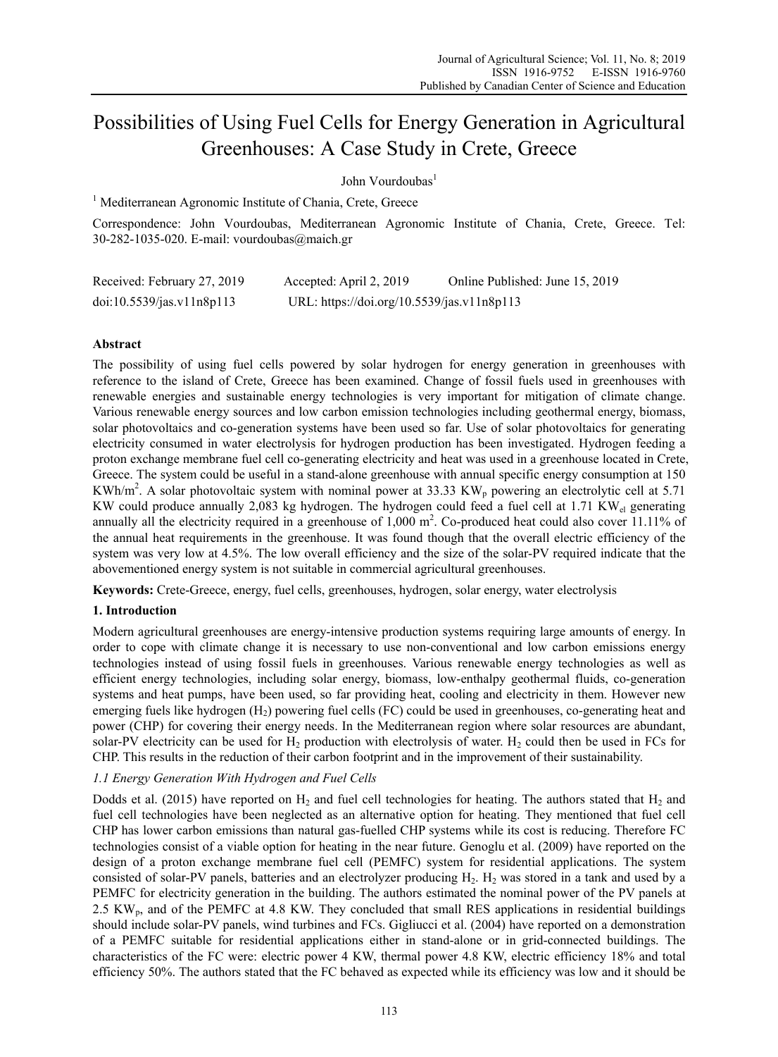# Possibilities of Using Fuel Cells for Energy Generation in Agricultural Greenhouses: A Case Study in Crete, Greece

John Vourdoubas[1]

[1] Mediterranean Agronomic Institute of Chania, Crete, Greece

Correspondence: John Vourdoubas, Mediterranean Agronomic Institute of Chania, Crete, Greece. Tel: 30-282-1035-020. E-mail: vourdoubas@maich.gr

Received: February 27, 2019 Accepted: April 2, 2019 Online Published: June 15, 2019

doi:10.5539/jas.v11n8p113 URL: https://doi.org/10.5539/jas.v11n8p113

## Abstract

The possibility of using fuel cells powered by solar hydrogen for energy generation in greenhouses with reference to the island of Crete, Greece has been examined. Change of fossil fuels used in greenhouses with renewable energies and sustainable energy technologies is very important for mitigation of climate change. Various renewable energy sources and low carbon emission technologies including geothermal energy, biomass, solar photovoltaics and co-generation systems have been used so far. Use of solar photovoltaics for generating electricity consumed in water electrolysis for hydrogen production has been investigated. Hydrogen feeding a proton exchange membrane fuel cell co-generating electricity and heat was used in a greenhouse located in Crete, Greece. The system could be useful in a stand-alone greenhouse with annual specific energy consumption at 150 $KWh/m^2$. A solar photovoltaic system with nominal power at 33.33 $KW_p$ powering an electrolytic cell at 5.71 KW could produce annually 2,083 kg hydrogen. The hydrogen could feed a fuel cell at 1.71 $KW_{el}$ generating annually all the electricity required in a greenhouse of 1,000 $m^2$. Co-produced heat could also cover 11.11% of the annual heat requirements in the greenhouse. It was found though that the overall electric efficiency of the system was very low at 4.5%. The low overall efficiency and the size of the solar-PV required indicate that the abovementioned energy system is not suitable in commercial agricultural greenhouses.

**Keywords:** Crete-Greece, energy, fuel cells, greenhouses, hydrogen, solar energy, water electrolysis

## 1. Introduction

Modern agricultural greenhouses are energy-intensive production systems requiring large amounts of energy. In order to cope with climate change it is necessary to use non-conventional and low carbon emissions energy technologies instead of using fossil fuels in greenhouses. Various renewable energy technologies as well as efficient energy technologies, including solar energy, biomass, low-enthalpy geothermal fluids, co-generation systems and heat pumps, have been used, so far providing heat, cooling and electricity in them. However new emerging fuels like hydrogen ($H_2$) powering fuel cells (FC) could be used in greenhouses, co-generating heat and power (CHP) for covering their energy needs. In the Mediterranean region where solar resources are abundant, solar-PV electricity can be used for $H_2$ production with electrolysis of water. $H_2$ could then be used in FCs for CHP. This results in the reduction of their carbon footprint and in the improvement of their sustainability.

### *1.1 Energy Generation With Hydrogen and Fuel Cells*

Dodds et al. (2015) have reported on $H_2$ and fuel cell technologies for heating. The authors stated that $H_2$ and fuel cell technologies have been neglected as an alternative option for heating. They mentioned that fuel cell CHP has lower carbon emissions than natural gas-fuelled CHP systems while its cost is reducing. Therefore FC technologies consist of a viable option for heating in the near future. Genoglu et al. (2009) have reported on the design of a proton exchange membrane fuel cell (PEMFC) system for residential applications. The system consisted of solar-PV panels, batteries and an electrolyzer producing $H_2$. $H_2$ was stored in a tank and used by a PEMFC for electricity generation in the building. The authors estimated the nominal power of the PV panels at 2.5 $KW_p$, and of the PEMFC at 4.8 KW. They concluded that small RES applications in residential buildings should include solar-PV panels, wind turbines and FCs. Gigliucci et al. (2004) have reported on a demonstration of a PEMFC suitable for residential applications either in stand-alone or in grid-connected buildings. The characteristics of the FC were: electric power 4 KW, thermal power 4.8 KW, electric efficiency 18% and total efficiency 50%. The authors stated that the FC behaved as expected while its efficiency was low and it should be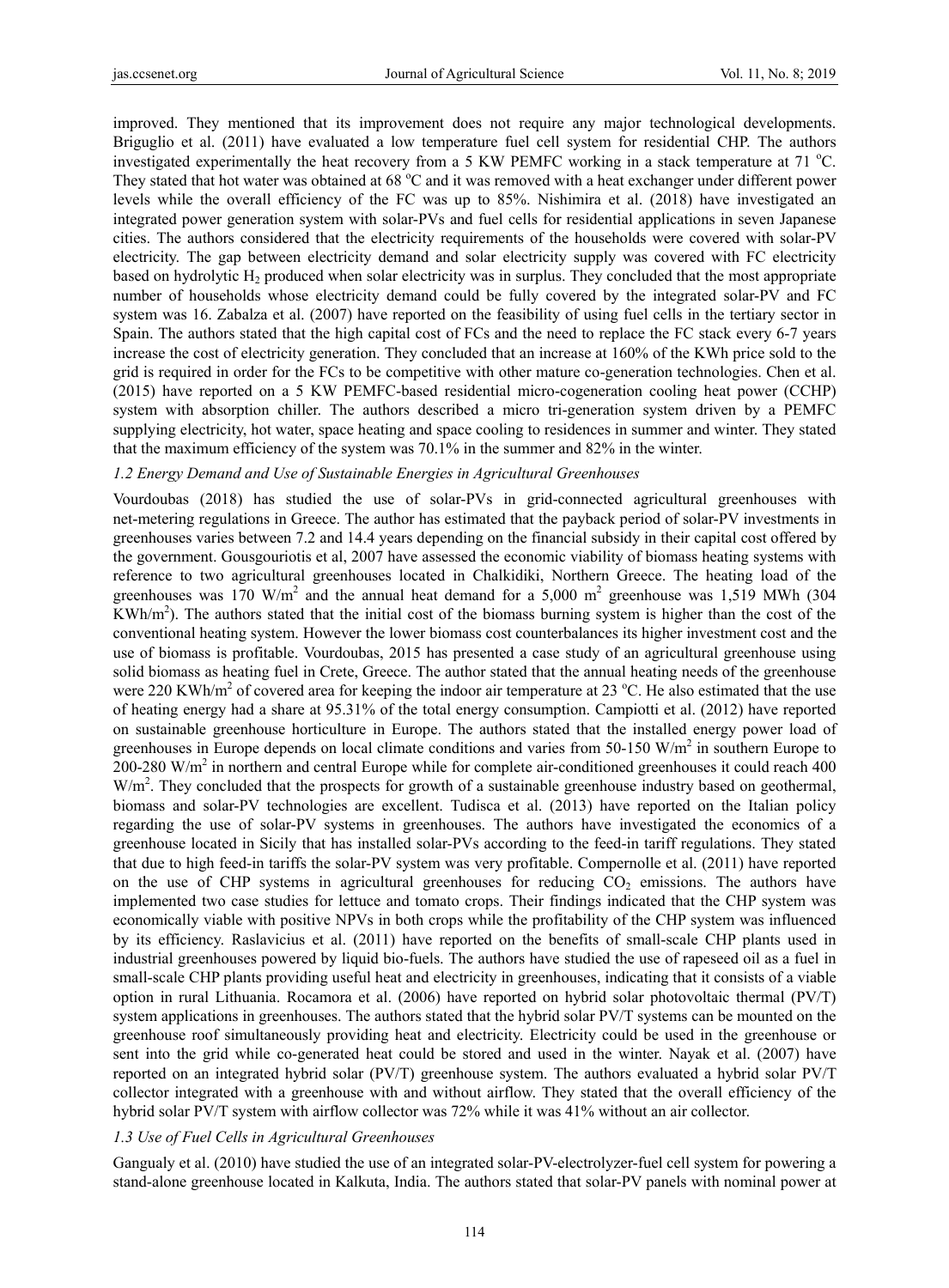improved. They mentioned that its improvement does not require any major technological developments. Briguglio et al. (2011) have evaluated a low temperature fuel cell system for residential CHP. The authors investigated experimentally the heat recovery from a 5 KW PEMFC working in a stack temperature at 71 °C. They stated that hot water was obtained at 68 °C and it was removed with a heat exchanger under different power levels while the overall efficiency of the FC was up to 85%. Nishimira et al. (2018) have investigated an integrated power generation system with solar-PVs and fuel cells for residential applications in seven Japanese cities. The authors considered that the electricity requirements of the households were covered with solar-PV electricity. The gap between electricity demand and solar electricity supply was covered with FC electricity based on hydrolytic $H_2$ produced when solar electricity was in surplus. They concluded that the most appropriate number of households whose electricity demand could be fully covered by the integrated solar-PV and FC system was 16. Zabalza et al. (2007) have reported on the feasibility of using fuel cells in the tertiary sector in Spain. The authors stated that the high capital cost of FCs and the need to replace the FC stack every 6-7 years increase the cost of electricity generation. They concluded that an increase at 160% of the KWh price sold to the grid is required in order for the FCs to be competitive with other mature co-generation technologies. Chen et al. (2015) have reported on a 5 KW PEMFC-based residential micro-cogeneration cooling heat power (CCHP) system with absorption chiller. The authors described a micro tri-generation system driven by a PEMFC supplying electricity, hot water, space heating and space cooling to residences in summer and winter. They stated that the maximum efficiency of the system was 70.1% in the summer and 82% in the winter.

### *1.2 Energy Demand and Use of Sustainable Energies in Agricultural Greenhouses*

Vourdoubas (2018) has studied the use of solar-PVs in grid-connected agricultural greenhouses with net-metering regulations in Greece. The author has estimated that the payback period of solar-PV investments in greenhouses varies between 7.2 and 14.4 years depending on the financial subsidy in their capital cost offered by the government. Gousgouriotis et al, 2007 have assessed the economic viability of biomass heating systems with reference to two agricultural greenhouses located in Chalkidiki, Northern Greece. The heating load of the greenhouses was 170 W/m$^2$ and the annual heat demand for a 5,000 m$^2$ greenhouse was 1,519 MWh (304 KWh/m$^2$). The authors stated that the initial cost of the biomass burning system is higher than the cost of the conventional heating system. However the lower biomass cost counterbalances its higher investment cost and the use of biomass is profitable. Vourdoubas, 2015 has presented a case study of an agricultural greenhouse using solid biomass as heating fuel in Crete, Greece. The author stated that the annual heating needs of the greenhouse were 220 KWh/m$^2$ of covered area for keeping the indoor air temperature at 23 °C. He also estimated that the use of heating energy had a share at 95.31% of the total energy consumption. Campiotti et al. (2012) have reported on sustainable greenhouse horticulture in Europe. The authors stated that the installed energy power load of greenhouses in Europe depends on local climate conditions and varies from 50-150 W/m$^2$ in southern Europe to 200-280 W/m$^2$ in northern and central Europe while for complete air-conditioned greenhouses it could reach 400 W/m$^2$. They concluded that the prospects for growth of a sustainable greenhouse industry based on geothermal, biomass and solar-PV technologies are excellent. Tudisca et al. (2013) have reported on the Italian policy regarding the use of solar-PV systems in greenhouses. The authors have investigated the economics of a greenhouse located in Sicily that has installed solar-PVs according to the feed-in tariff regulations. They stated that due to high feed-in tariffs the solar-PV system was very profitable. Compernolle et al. (2011) have reported on the use of CHP systems in agricultural greenhouses for reducing $CO_2$ emissions. The authors have implemented two case studies for lettuce and tomato crops. Their findings indicated that the CHP system was economically viable with positive NPVs in both crops while the profitability of the CHP system was influenced by its efficiency. Raslavicius et al. (2011) have reported on the benefits of small-scale CHP plants used in industrial greenhouses powered by liquid bio-fuels. The authors have studied the use of rapeseed oil as a fuel in small-scale CHP plants providing useful heat and electricity in greenhouses, indicating that it consists of a viable option in rural Lithuania. Rocamora et al. (2006) have reported on hybrid solar photovoltaic thermal (PV/T) system applications in greenhouses. The authors stated that the hybrid solar PV/T systems can be mounted on the greenhouse roof simultaneously providing heat and electricity. Electricity could be used in the greenhouse or sent into the grid while co-generated heat could be stored and used in the winter. Nayak et al. (2007) have reported on an integrated hybrid solar (PV/T) greenhouse system. The authors evaluated a hybrid solar PV/T collector integrated with a greenhouse with and without airflow. They stated that the overall efficiency of the hybrid solar PV/T system with airflow collector was 72% while it was 41% without an air collector.

### *1.3 Use of Fuel Cells in Agricultural Greenhouses*

Gangualy et al. (2010) have studied the use of an integrated solar-PV-electrolyzer-fuel cell system for powering a stand-alone greenhouse located in Kalkuta, India. The authors stated that solar-PV panels with nominal power at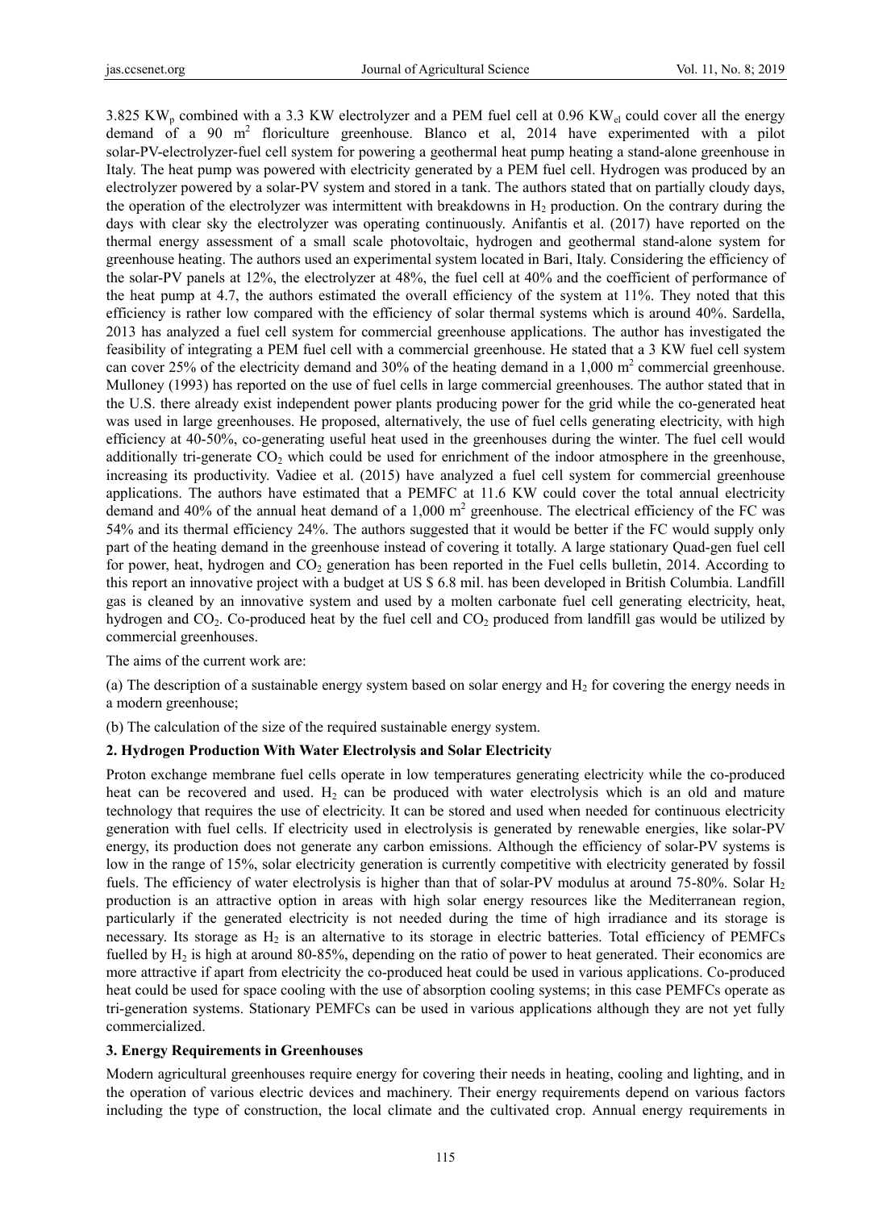3.825 $KW_p$ combined with a 3.3 KW electrolyzer and a PEM fuel cell at 0.96 $KW_{el}$ could cover all the energy demand of a 90 $m^2$ floriculture greenhouse. Blanco et al, 2014 have experimented with a pilot solar-PV-electrolyzer-fuel cell system for powering a geothermal heat pump heating a stand-alone greenhouse in Italy. The heat pump was powered with electricity generated by a PEM fuel cell. Hydrogen was produced by an electrolyzer powered by a solar-PV system and stored in a tank. The authors stated that on partially cloudy days, the operation of the electrolyzer was intermittent with breakdowns in $H_2$ production. On the contrary during the days with clear sky the electrolyzer was operating continuously. Anifantis et al. (2017) have reported on the thermal energy assessment of a small scale photovoltaic, hydrogen and geothermal stand-alone system for greenhouse heating. The authors used an experimental system located in Bari, Italy. Considering the efficiency of the solar-PV panels at 12%, the electrolyzer at 48%, the fuel cell at 40% and the coefficient of performance of the heat pump at 4.7, the authors estimated the overall efficiency of the system at 11%. They noted that this efficiency is rather low compared with the efficiency of solar thermal systems which is around 40%. Sardella, 2013 has analyzed a fuel cell system for commercial greenhouse applications. The author has investigated the feasibility of integrating a PEM fuel cell with a commercial greenhouse. He stated that a 3 KW fuel cell system can cover 25% of the electricity demand and 30% of the heating demand in a 1,000 $m^2$ commercial greenhouse. Mulloney (1993) has reported on the use of fuel cells in large commercial greenhouses. The author stated that in the U.S. there already exist independent power plants producing power for the grid while the co-generated heat was used in large greenhouses. He proposed, alternatively, the use of fuel cells generating electricity, with high efficiency at 40-50%, co-generating useful heat used in the greenhouses during the winter. The fuel cell would additionally tri-generate $CO_2$ which could be used for enrichment of the indoor atmosphere in the greenhouse, increasing its productivity. Vadiee et al. (2015) have analyzed a fuel cell system for commercial greenhouse applications. The authors have estimated that a PEMFC at 11.6 KW could cover the total annual electricity demand and 40% of the annual heat demand of a 1,000 $m^2$ greenhouse. The electrical efficiency of the FC was 54% and its thermal efficiency 24%. The authors suggested that it would be better if the FC would supply only part of the heating demand in the greenhouse instead of covering it totally. A large stationary Quad-gen fuel cell for power, heat, hydrogen and $CO_2$ generation has been reported in the Fuel cells bulletin, 2014. According to this report an innovative project with a budget at US $ 6.8 mil. has been developed in British Columbia. Landfill gas is cleaned by an innovative system and used by a molten carbonate fuel cell generating electricity, heat, hydrogen and $CO_2$. Co-produced heat by the fuel cell and $CO_2$ produced from landfill gas would be utilized by commercial greenhouses.

The aims of the current work are:

(a) The description of a sustainable energy system based on solar energy and $H_2$ for covering the energy needs in a modern greenhouse;

(b) The calculation of the size of the required sustainable energy system.

## 2. Hydrogen Production With Water Electrolysis and Solar Electricity

Proton exchange membrane fuel cells operate in low temperatures generating electricity while the co-produced heat can be recovered and used. $H_2$ can be produced with water electrolysis which is an old and mature technology that requires the use of electricity. It can be stored and used when needed for continuous electricity generation with fuel cells. If electricity used in electrolysis is generated by renewable energies, like solar-PV energy, its production does not generate any carbon emissions. Although the efficiency of solar-PV systems is low in the range of 15%, solar electricity generation is currently competitive with electricity generated by fossil fuels. The efficiency of water electrolysis is higher than that of solar-PV modulus at around 75-80%. Solar $H_2$ production is an attractive option in areas with high solar energy resources like the Mediterranean region, particularly if the generated electricity is not needed during the time of high irradiance and its storage is necessary. Its storage as $H_2$ is an alternative to its storage in electric batteries. Total efficiency of PEMFCs fuelled by $H_2$ is high at around 80-85%, depending on the ratio of power to heat generated. Their economics are more attractive if apart from electricity the co-produced heat could be used in various applications. Co-produced heat could be used for space cooling with the use of absorption cooling systems; in this case PEMFCs operate as tri-generation systems. Stationary PEMFCs can be used in various applications although they are not yet fully commercialized.

## 3. Energy Requirements in Greenhouses

Modern agricultural greenhouses require energy for covering their needs in heating, cooling and lighting, and in the operation of various electric devices and machinery. Their energy requirements depend on various factors including the type of construction, the local climate and the cultivated crop. Annual energy requirements in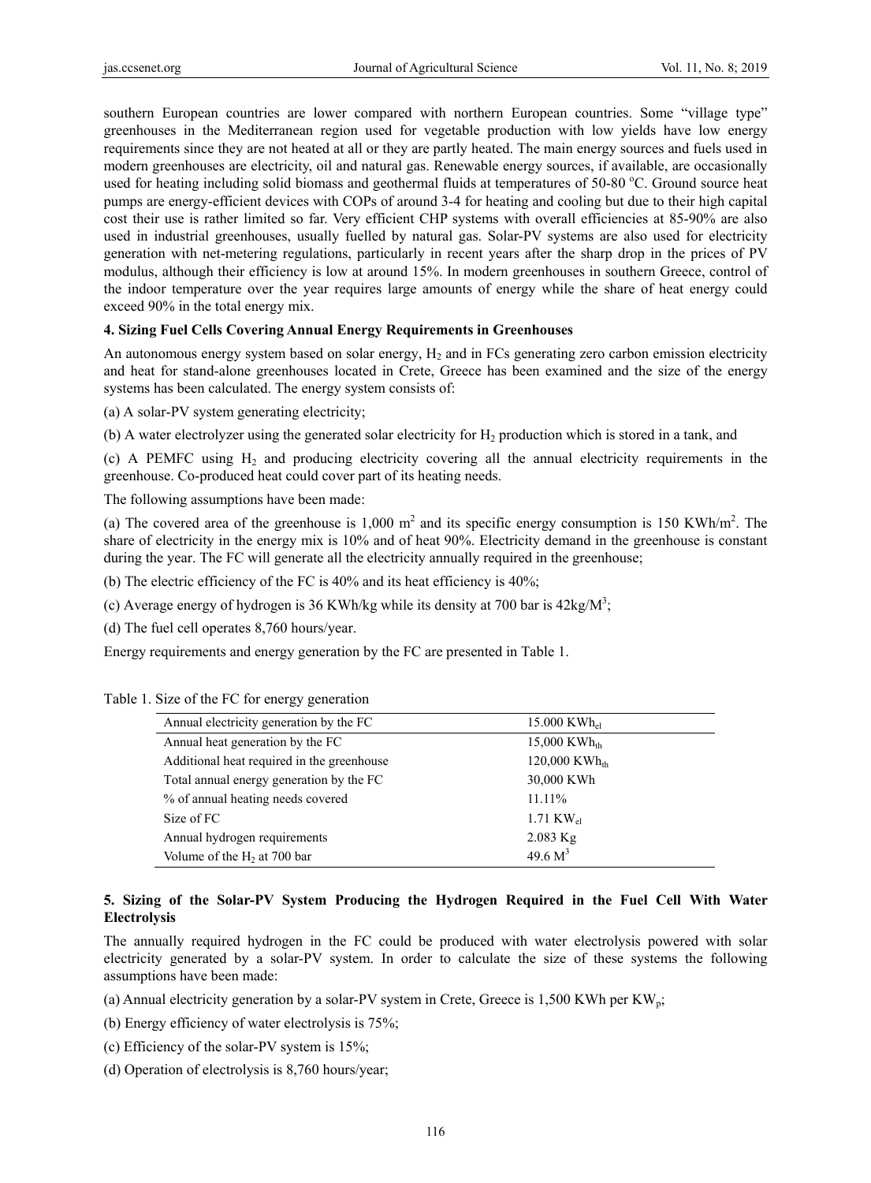southern European countries are lower compared with northern European countries. Some "village type" greenhouses in the Mediterranean region used for vegetable production with low yields have low energy requirements since they are not heated at all or they are partly heated. The main energy sources and fuels used in modern greenhouses are electricity, oil and natural gas. Renewable energy sources, if available, are occasionally used for heating including solid biomass and geothermal fluids at temperatures of 50-80 $^oC$. Ground source heat pumps are energy-efficient devices with COPs of around 3-4 for heating and cooling but due to their high capital cost their use is rather limited so far. Very efficient CHP systems with overall efficiencies at 85-90% are also used in industrial greenhouses, usually fuelled by natural gas. Solar-PV systems are also used for electricity generation with net-metering regulations, particularly in recent years after the sharp drop in the prices of PV modulus, although their efficiency is low at around 15%. In modern greenhouses in southern Greece, control of the indoor temperature over the year requires large amounts of energy while the share of heat energy could exceed 90% in the total energy mix.

## 4. Sizing Fuel Cells Covering Annual Energy Requirements in Greenhouses

An autonomous energy system based on solar energy, $H_2$ and in FCs generating zero carbon emission electricity and heat for stand-alone greenhouses located in Crete, Greece has been examined and the size of the energy systems has been calculated. The energy system consists of:

(a) A solar-PV system generating electricity;

(b) A water electrolyzer using the generated solar electricity for $H_2$ production which is stored in a tank, and

(c) A PEMFC using $H_2$ and producing electricity covering all the annual electricity requirements in the greenhouse. Co-produced heat could cover part of its heating needs.

The following assumptions have been made:

(a) The covered area of the greenhouse is 1,000 $m^2$ and its specific energy consumption is 150 KWh/$m^2$. The share of electricity in the energy mix is 10% and of heat 90%. Electricity demand in the greenhouse is constant during the year. The FC will generate all the electricity annually required in the greenhouse;

(b) The electric efficiency of the FC is 40% and its heat efficiency is 40%;

(c) Average energy of hydrogen is 36 KWh/kg while its density at 700 bar is 42kg/$M^3$;

(d) The fuel cell operates 8,760 hours/year.

Energy requirements and energy generation by the FC are presented in Table 1.

Table 1. Size of the FC for energy generation

| | |
|---|---|
| Annual electricity generation by the FC | 15.000 $KWh_{el}$ |
| Annual heat generation by the FC | 15,000 $KWh_{th}$ |
| Additional heat required in the greenhouse | 120,000 $KWh_{th}$ |
| Total annual energy generation by the FC | 30,000 KWh |
| % of annual heating needs covered | 11.11% |
| Size of FC | 1.71 $KW_{el}$ |
| Annual hydrogen requirements | 2.083 Kg |
| Volume of the $H_2$ at 700 bar | 49.6 $M^3$ |

## 5. Sizing of the Solar-PV System Producing the Hydrogen Required in the Fuel Cell With Water Electrolysis

The annually required hydrogen in the FC could be produced with water electrolysis powered with solar electricity generated by a solar-PV system. In order to calculate the size of these systems the following assumptions have been made:

(a) Annual electricity generation by a solar-PV system in Crete, Greece is 1,500 KWh per $KW_p$;

(b) Energy efficiency of water electrolysis is 75%;

(c) Efficiency of the solar-PV system is 15%;

(d) Operation of electrolysis is 8,760 hours/year;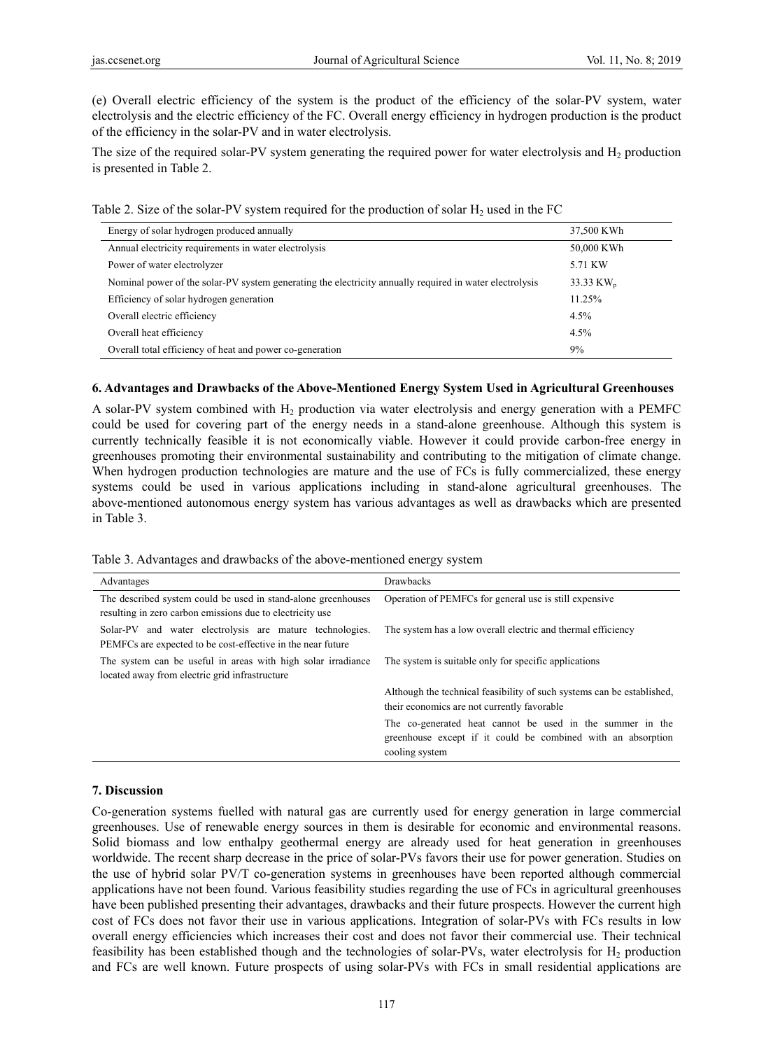(e) Overall electric efficiency of the system is the product of the efficiency of the solar-PV system, water electrolysis and the electric efficiency of the FC. Overall energy efficiency in hydrogen production is the product of the efficiency in the solar-PV and in water electrolysis.

The size of the required solar-PV system generating the required power for water electrolysis and $H_2$ production is presented in Table 2.

Table 2. Size of the solar-PV system required for the production of solar $H_2$ used in the FC

| | |
|---|---|
| Energy of solar hydrogen produced annually | 37,500 KWh |
| Annual electricity requirements in water electrolysis | 50,000 KWh |
| Power of water electrolyzer | 5.71 KW |
| Nominal power of the solar-PV system generating the electricity annually required in water electrolysis | 33.33 $KW_p$ |
| Efficiency of solar hydrogen generation | 11.25% |
| Overall electric efficiency | 4.5% |
| Overall heat efficiency | 4.5% |
| Overall total efficiency of heat and power co-generation | 9% |

### 6. Advantages and Drawbacks of the Above-Mentioned Energy System Used in Agricultural Greenhouses

A solar-PV system combined with $H_2$ production via water electrolysis and energy generation with a PEMFC could be used for covering part of the energy needs in a stand-alone greenhouse. Although this system is currently technically feasible it is not economically viable. However it could provide carbon-free energy in greenhouses promoting their environmental sustainability and contributing to the mitigation of climate change. When hydrogen production technologies are mature and the use of FCs is fully commercialized, these energy systems could be used in various applications including in stand-alone agricultural greenhouses. The above-mentioned autonomous energy system has various advantages as well as drawbacks which are presented in Table 3.

Table 3. Advantages and drawbacks of the above-mentioned energy system

| Advantages | Drawbacks |
|---|---|
| The described system could be used in stand-alone greenhouses resulting in zero carbon emissions due to electricity use | Operation of PEMFCs for general use is still expensive |
| Solar-PV and water electrolysis are mature technologies. PEMFCs are expected to be cost-effective in the near future | The system has a low overall electric and thermal efficiency |
| The system can be useful in areas with high solar irradiance located away from electric grid infrastructure | The system is suitable only for specific applications |
| | Although the technical feasibility of such systems can be established, their economics are not currently favorable |
| | The co-generated heat cannot be used in the summer in the greenhouse except if it could be combined with an absorption cooling system |

### 7. Discussion

Co-generation systems fuelled with natural gas are currently used for energy generation in large commercial greenhouses. Use of renewable energy sources in them is desirable for economic and environmental reasons. Solid biomass and low enthalpy geothermal energy are already used for heat generation in greenhouses worldwide. The recent sharp decrease in the price of solar-PVs favors their use for power generation. Studies on the use of hybrid solar PV/T co-generation systems in greenhouses have been reported although commercial applications have not been found. Various feasibility studies regarding the use of FCs in agricultural greenhouses have been published presenting their advantages, drawbacks and their future prospects. However the current high cost of FCs does not favor their use in various applications. Integration of solar-PVs with FCs results in low overall energy efficiencies which increases their cost and does not favor their commercial use. Their technical feasibility has been established though and the technologies of solar-PVs, water electrolysis for $H_2$ production and FCs are well known. Future prospects of using solar-PVs with FCs in small residential applications are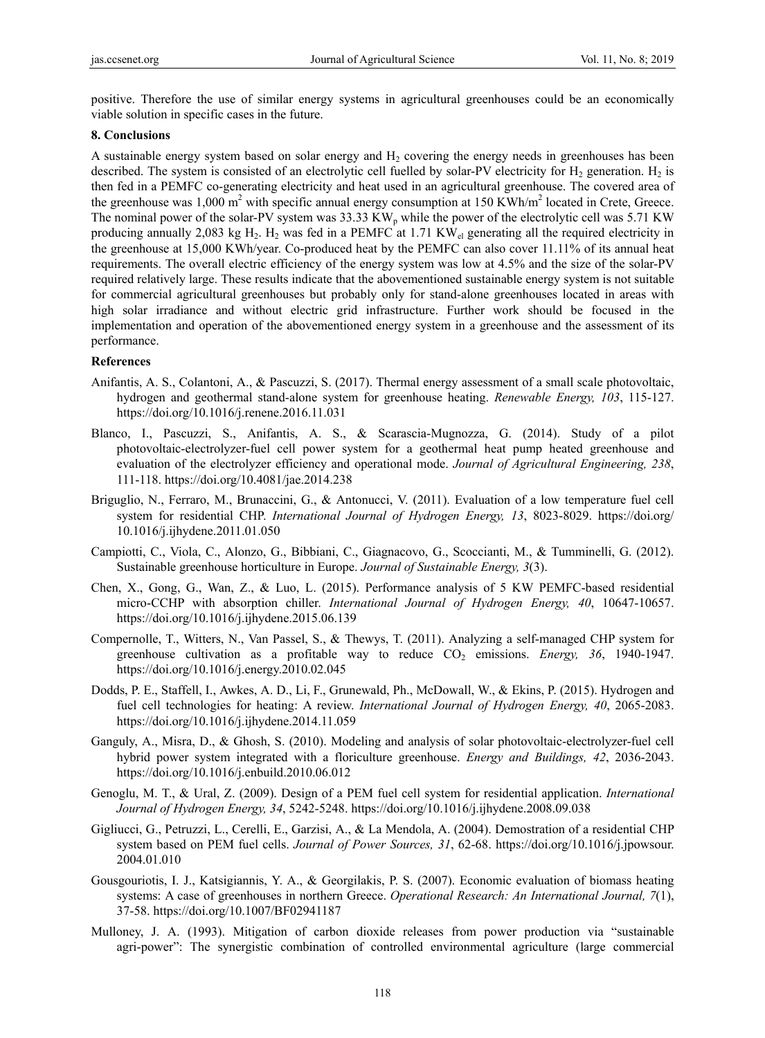positive. Therefore the use of similar energy systems in agricultural greenhouses could be an economically viable solution in specific cases in the future.

## 8. Conclusions

A sustainable energy system based on solar energy and $H_2$ covering the energy needs in greenhouses has been described. The system is consisted of an electrolytic cell fuelled by solar-PV electricity for $H_2$ generation. $H_2$ is then fed in a PEMFC co-generating electricity and heat used in an agricultural greenhouse. The covered area of the greenhouse was 1,000 $m^2$ with specific annual energy consumption at 150 KWh/$m^2$ located in Crete, Greece. The nominal power of the solar-PV system was 33.33 $KW_p$ while the power of the electrolytic cell was 5.71 KW producing annually 2,083 kg $H_2$. $H_2$ was fed in a PEMFC at 1.71 $KW_{el}$ generating all the required electricity in the greenhouse at 15,000 KWh/year. Co-produced heat by the PEMFC can also cover 11.11% of its annual heat requirements. The overall electric efficiency of the energy system was low at 4.5% and the size of the solar-PV required relatively large. These results indicate that the abovementioned sustainable energy system is not suitable for commercial agricultural greenhouses but probably only for stand-alone greenhouses located in areas with high solar irradiance and without electric grid infrastructure. Further work should be focused in the implementation and operation of the abovementioned energy system in a greenhouse and the assessment of its performance.

## References

Anifantis, A. S., Colantoni, A., & Pascuzzi, S. (2017). Thermal energy assessment of a small scale photovoltaic, hydrogen and geothermal stand-alone system for greenhouse heating. *Renewable Energy, 103*, 115-127. https://doi.org/10.1016/j.renene.2016.11.031

Blanco, I., Pascuzzi, S., Anifantis, A. S., & Scarascia-Mugnozza, G. (2014). Study of a pilot photovoltaic-electrolyzer-fuel cell power system for a geothermal heat pump heated greenhouse and evaluation of the electrolyzer efficiency and operational mode. *Journal of Agricultural Engineering, 238*, 111-118. https://doi.org/10.4081/jae.2014.238

Briguglio, N., Ferraro, M., Brunaccini, G., & Antonucci, V. (2011). Evaluation of a low temperature fuel cell system for residential CHP. *International Journal of Hydrogen Energy, 13*, 8023-8029. https://doi.org/10.1016/j.ijhydene.2011.01.050

Campiotti, C., Viola, C., Alonzo, G., Bibbiani, C., Giagnacovo, G., Scoccianti, M., & Tumminelli, G. (2012). Sustainable greenhouse horticulture in Europe. *Journal of Sustainable Energy, 3*(3).

Chen, X., Gong, G., Wan, Z., & Luo, L. (2015). Performance analysis of 5 KW PEMFC-based residential micro-CCHP with absorption chiller. *International Journal of Hydrogen Energy, 40*, 10647-10657. https://doi.org/10.1016/j.ijhydene.2015.06.139

Compernolle, T., Witters, N., Van Passel, S., & Thewys, T. (2011). Analyzing a self-managed CHP system for greenhouse cultivation as a profitable way to reduce $CO_2$ emissions. *Energy, 36*, 1940-1947. https://doi.org/10.1016/j.energy.2010.02.045

Dodds, P. E., Staffell, I., Awkes, A. D., Li, F., Grunewald, Ph., McDowall, W., & Ekins, P. (2015). Hydrogen and fuel cell technologies for heating: A review. *International Journal of Hydrogen Energy, 40*, 2065-2083. https://doi.org/10.1016/j.ijhydene.2014.11.059

Ganguly, A., Misra, D., & Ghosh, S. (2010). Modeling and analysis of solar photovoltaic-electrolyzer-fuel cell hybrid power system integrated with a floriculture greenhouse. *Energy and Buildings, 42*, 2036-2043. https://doi.org/10.1016/j.enbuild.2010.06.012

Genoglu, M. T., & Ural, Z. (2009). Design of a PEM fuel cell system for residential application. *International Journal of Hydrogen Energy, 34*, 5242-5248. https://doi.org/10.1016/j.ijhydene.2008.09.038

Gigliucci, G., Petruzzi, L., Cerelli, E., Garzisi, A., & La Mendola, A. (2004). Demostration of a residential CHP system based on PEM fuel cells. *Journal of Power Sources, 31*, 62-68. https://doi.org/10.1016/j.jpowsour.2004.01.010

Gousgouriotis, I. J., Katsigiannis, Y. A., & Georgilakis, P. S. (2007). Economic evaluation of biomass heating systems: A case of greenhouses in northern Greece. *Operational Research: An International Journal, 7*(1), 37-58. https://doi.org/10.1007/BF02941187

Mulloney, J. A. (1993). Mitigation of carbon dioxide releases from power production via "sustainable agri-power": The synergistic combination of controlled environmental agriculture (large commercial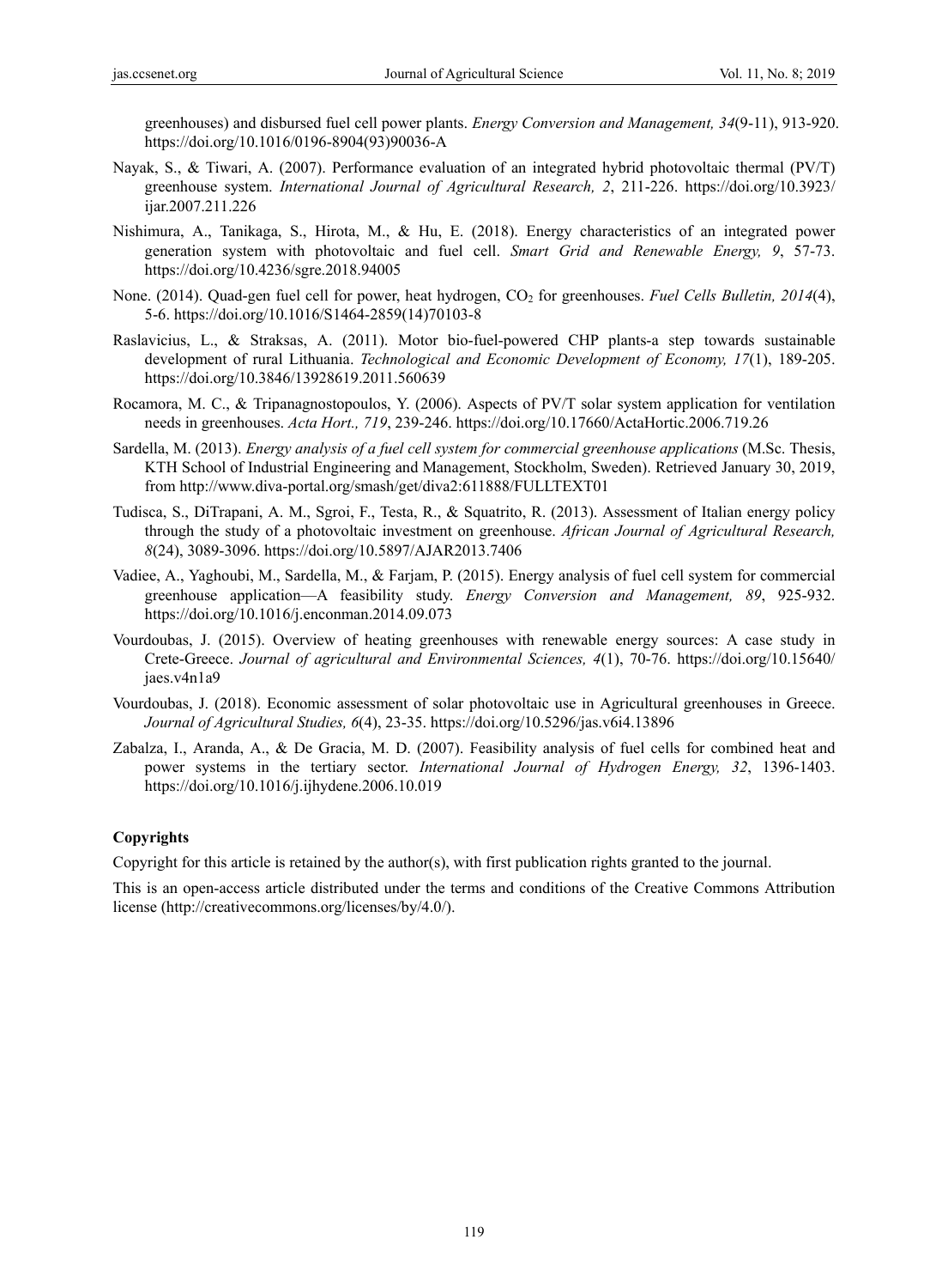greenhouses) and disbursed fuel cell power plants. *Energy Conversion and Management, 34*(9-11), 913-920. https://doi.org/10.1016/0196-8904(93)90036-A

Nayak, S., & Tiwari, A. (2007). Performance evaluation of an integrated hybrid photovoltaic thermal (PV/T) greenhouse system. *International Journal of Agricultural Research, 2*, 211-226. https://doi.org/10.3923/ijar.2007.211.226

Nishimura, A., Tanikaga, S., Hirota, M., & Hu, E. (2018). Energy characteristics of an integrated power generation system with photovoltaic and fuel cell. *Smart Grid and Renewable Energy, 9*, 57-73. https://doi.org/10.4236/sgre.2018.94005

None. (2014). Quad-gen fuel cell for power, heat hydrogen, $CO_2$ for greenhouses. *Fuel Cells Bulletin, 2014*(4), 5-6. https://doi.org/10.1016/S1464-2859(14)70103-8

Raslavicius, L., & Straksas, A. (2011). Motor bio-fuel-powered CHP plants-a step towards sustainable development of rural Lithuania. *Technological and Economic Development of Economy, 17*(1), 189-205. https://doi.org/10.3846/13928619.2011.560639

Rocamora, M. C., & Tripanagnostopoulos, Y. (2006). Aspects of PV/T solar system application for ventilation needs in greenhouses. *Acta Hort., 719*, 239-246. https://doi.org/10.17660/ActaHortic.2006.719.26

Sardella, M. (2013). *Energy analysis of a fuel cell system for commercial greenhouse applications* (M.Sc. Thesis, KTH School of Industrial Engineering and Management, Stockholm, Sweden). Retrieved January 30, 2019, from http://www.diva-portal.org/smash/get/diva2:611888/FULLTEXT01

Tudisca, S., DiTrapani, A. M., Sgroi, F., Testa, R., & Squatrito, R. (2013). Assessment of Italian energy policy through the study of a photovoltaic investment on greenhouse. *African Journal of Agricultural Research, 8*(24), 3089-3096. https://doi.org/10.5897/AJAR2013.7406

Vadiee, A., Yaghoubi, M., Sardella, M., & Farjam, P. (2015). Energy analysis of fuel cell system for commercial greenhouse application—A feasibility study. *Energy Conversion and Management, 89*, 925-932. https://doi.org/10.1016/j.enconman.2014.09.073

Vourdoubas, J. (2015). Overview of heating greenhouses with renewable energy sources: A case study in Crete-Greece. *Journal of agricultural and Environmental Sciences, 4*(1), 70-76. https://doi.org/10.15640/jaes.v4n1a9

Vourdoubas, J. (2018). Economic assessment of solar photovoltaic use in Agricultural greenhouses in Greece. *Journal of Agricultural Studies, 6*(4), 23-35. https://doi.org/10.5296/jas.v6i4.13896

Zabalza, I., Aranda, A., & De Gracia, M. D. (2007). Feasibility analysis of fuel cells for combined heat and power systems in the tertiary sector. *International Journal of Hydrogen Energy, 32*, 1396-1403. https://doi.org/10.1016/j.ijhydene.2006.10.019

## Copyrights

Copyright for this article is retained by the author(s), with first publication rights granted to the journal.

This is an open-access article distributed under the terms and conditions of the Creative Commons Attribution license (http://creativecommons.org/licenses/by/4.0/).